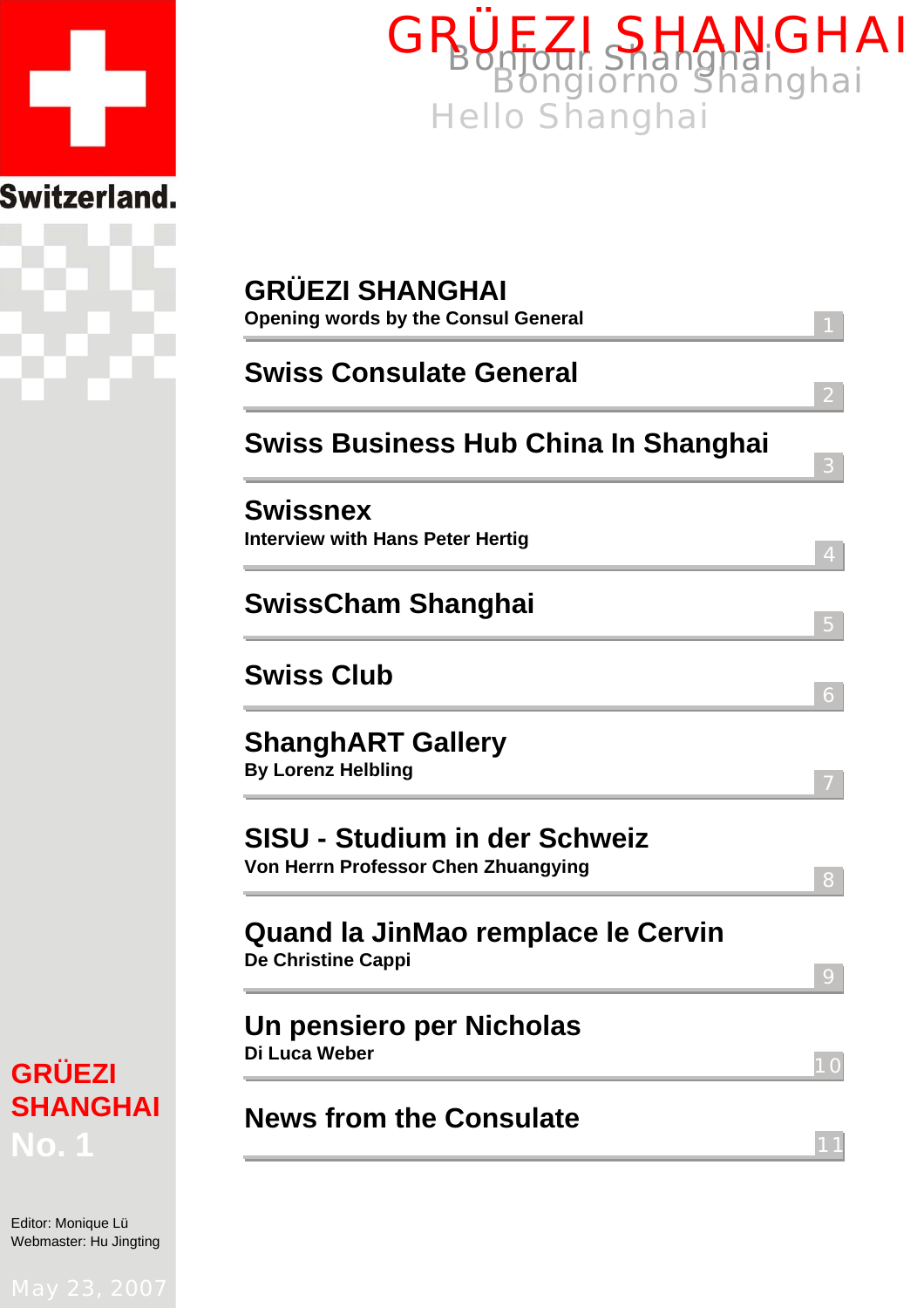Switzerland.

# GRÜEZI SHANGHAI

Bonjour Shanghai
Bongiorno Shanghai
Hello Shanghai

## GRÜEZI SHANGHAI
**Opening words by the Consul General** 1

## Swiss Consulate General
2

## Swiss Business Hub China In Shanghai
3

## Swissnex
**Interview with Hans Peter Hertig** 4

## SwissCham Shanghai
5

## Swiss Club
6

## ShanghART Gallery
**By Lorenz Helbling** 7

## SISU - Studium in der Schweiz
**Von Herrn Professor Chen Zhuangying** 8

## Quand la JinMao remplace le Cervin
**De Christine Cappi** 9

## Un pensiero per Nicholas
**Di Luca Weber** 10

## News from the Consulate
11

**GRÜEZI SHANGHAI**
**No. 1**

Editor: Monique Lü
Webmaster: Hu Jingting

May 23, 2007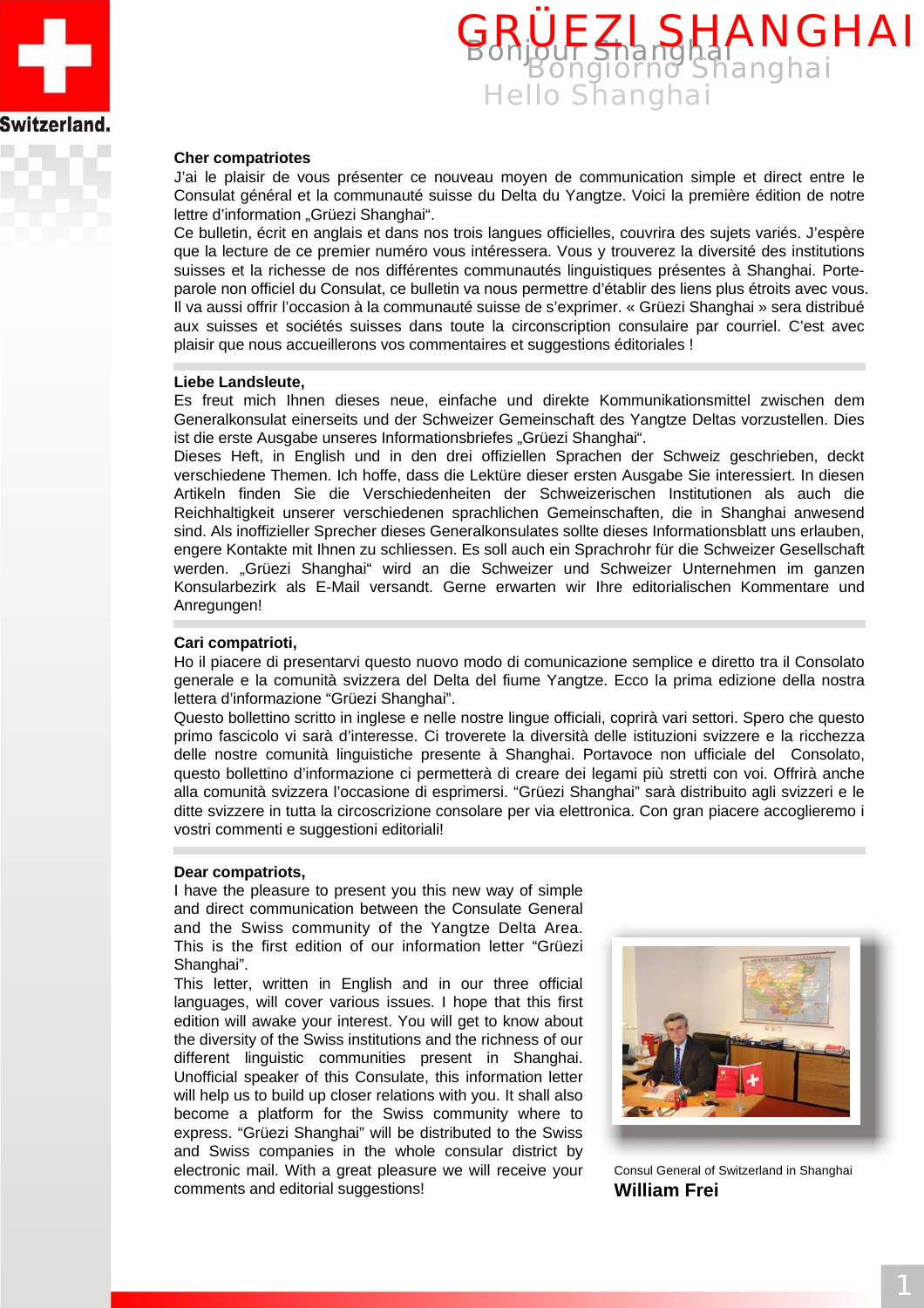# GRÜEZI SHANGHAI

Bonjour Shanghai
Bongiorno Shanghai
Hello Shanghai

**Cher compatriotes**

J'ai le plaisir de vous présenter ce nouveau moyen de communication simple et direct entre le Consulat général et la communauté suisse du Delta du Yangtze. Voici la première édition de notre lettre d'information „Grüezi Shanghai".

Ce bulletin, écrit en anglais et dans nos trois langues officielles, couvrira des sujets variés. J'espère que la lecture de ce premier numéro vous intéressera. Vous y trouverez la diversité des institutions suisses et la richesse de nos différentes communautés linguistiques présentes à Shanghai. Porte-parole non officiel du Consulat, ce bulletin va nous permettre d'établir des liens plus étroits avec vous. Il va aussi offrir l'occasion à la communauté suisse de s'exprimer. « Grüezi Shanghai » sera distribué aux suisses et sociétés suisses dans toute la circonscription consulaire par courriel. C'est avec plaisir que nous accueillerons vos commentaires et suggestions éditoriales !

**Liebe Landsleute,**

Es freut mich Ihnen dieses neue, einfache und direkte Kommunikationsmittel zwischen dem Generalkonsulat einerseits und der Schweizer Gemeinschaft des Yangtze Deltas vorzustellen. Dies ist die erste Ausgabe unseres Informationsbriefes „Grüezi Shanghai".

Dieses Heft, in English und in den drei offiziellen Sprachen der Schweiz geschrieben, deckt verschiedene Themen. Ich hoffe, dass die Lektüre dieser ersten Ausgabe Sie interessiert. In diesen Artikeln finden Sie die Verschiedenheiten der Schweizerischen Institutionen als auch die Reichhaltigkeit unserer verschiedenen sprachlichen Gemeinschaften, die in Shanghai anwesend sind. Als inoffizieller Sprecher dieses Generalkonsulates sollte dieses Informationsblatt uns erlauben, engere Kontakte mit Ihnen zu schliessen. Es soll auch ein Sprachrohr für die Schweizer Gesellschaft werden. „Grüezi Shanghai" wird an die Schweizer und Schweizer Unternehmen im ganzen Konsularbezirk als E-Mail versandt. Gerne erwarten wir Ihre editorialischen Kommentare und Anregungen!

**Cari compatrioti,**

Ho il piacere di presentarvi questo nuovo modo di comunicazione semplice e diretto tra il Consolato generale e la comunità svizzera del Delta del fiume Yangtze. Ecco la prima edizione della nostra lettera d'informazione "Grüezi Shanghai".

Questo bollettino scritto in inglese e nelle nostre lingue officiali, coprirà vari settori. Spero che questo primo fascicolo vi sarà d'interesse. Ci troverete la diversità delle istituzioni svizzere e la ricchezza delle nostre comunità linguistiche presente à Shanghai. Portavoce non ufficiale del Consolato, questo bollettino d'informazione ci permetterà di creare dei legami più stretti con voi. Offrirà anche alla comunità svizzera l'occasione di esprimersi. "Grüezi Shanghai" sarà distribuito agli svizzeri e le ditte svizzere in tutta la circoscrizione consolare per via elettronica. Con gran piacere accoglieremo i vostri commenti e suggestioni editoriali!

**Dear compatriots,**

I have the pleasure to present you this new way of simple and direct communication between the Consulate General and the Swiss community of the Yangtze Delta Area. This is the first edition of our information letter "Grüezi Shanghai".

This letter, written in English and in our three official languages, will cover various issues. I hope that this first edition will awake your interest. You will get to know about the diversity of the Swiss institutions and the richness of our different linguistic communities present in Shanghai. Unofficial speaker of this Consulate, this information letter will help us to build up closer relations with you. It shall also become a platform for the Swiss community where to express. "Grüezi Shanghai" will be distributed to the Swiss and Swiss companies in the whole consular district by electronic mail. With a great pleasure we will receive your comments and editorial suggestions!

Consul General of Switzerland in Shanghai
**William Frei**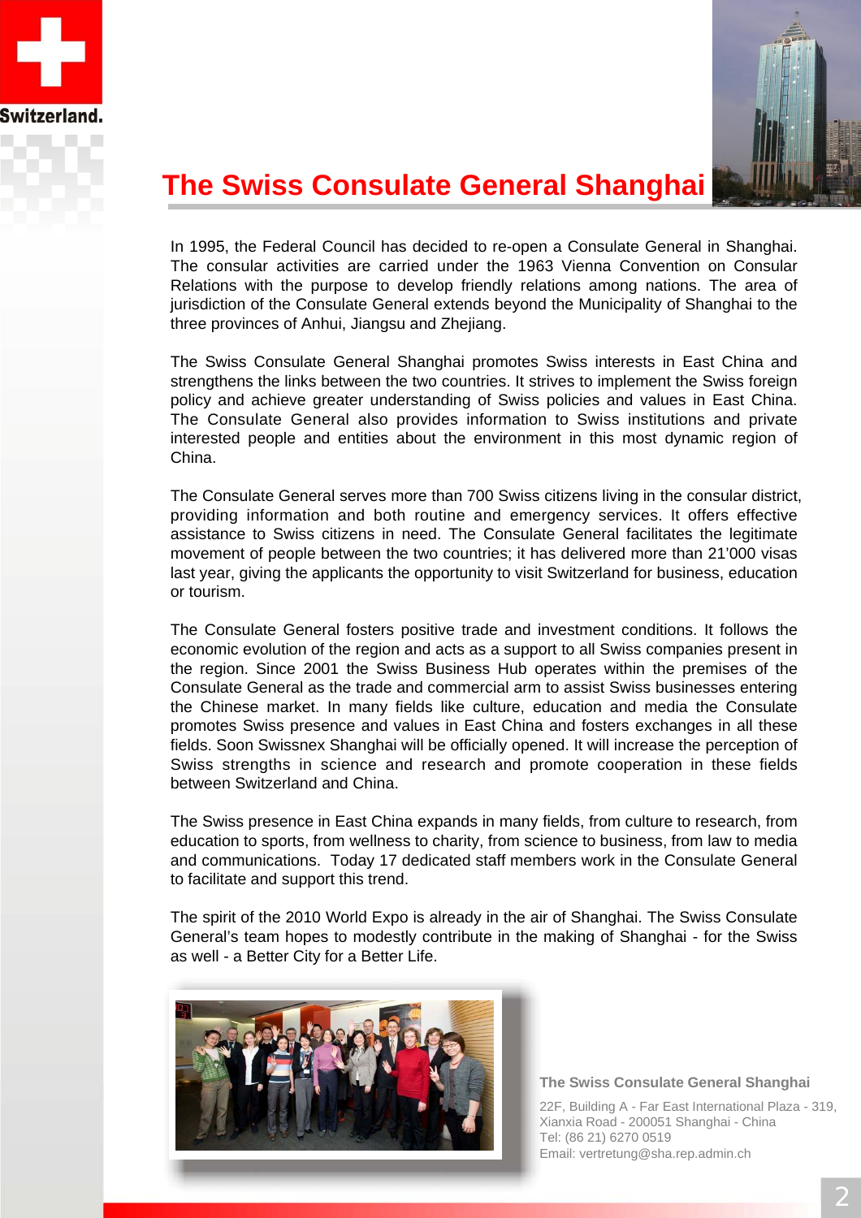# The Swiss Consulate General Shanghai

In 1995, the Federal Council has decided to re-open a Consulate General in Shanghai. The consular activities are carried under the 1963 Vienna Convention on Consular Relations with the purpose to develop friendly relations among nations. The area of jurisdiction of the Consulate General extends beyond the Municipality of Shanghai to the three provinces of Anhui, Jiangsu and Zhejiang.

The Swiss Consulate General Shanghai promotes Swiss interests in East China and strengthens the links between the two countries. It strives to implement the Swiss foreign policy and achieve greater understanding of Swiss policies and values in East China. The Consulate General also provides information to Swiss institutions and private interested people and entities about the environment in this most dynamic region of China.

The Consulate General serves more than 700 Swiss citizens living in the consular district, providing information and both routine and emergency services. It offers effective assistance to Swiss citizens in need. The Consulate General facilitates the legitimate movement of people between the two countries; it has delivered more than 21'000 visas last year, giving the applicants the opportunity to visit Switzerland for business, education or tourism.

The Consulate General fosters positive trade and investment conditions. It follows the economic evolution of the region and acts as a support to all Swiss companies present in the region. Since 2001 the Swiss Business Hub operates within the premises of the Consulate General as the trade and commercial arm to assist Swiss businesses entering the Chinese market. In many fields like culture, education and media the Consulate promotes Swiss presence and values in East China and fosters exchanges in all these fields. Soon Swissnex Shanghai will be officially opened. It will increase the perception of Swiss strengths in science and research and promote cooperation in these fields between Switzerland and China.

The Swiss presence in East China expands in many fields, from culture to research, from education to sports, from wellness to charity, from science to business, from law to media and communications. Today 17 dedicated staff members work in the Consulate General to facilitate and support this trend.

The spirit of the 2010 World Expo is already in the air of Shanghai. The Swiss Consulate General's team hopes to modestly contribute in the making of Shanghai - for the Swiss as well - a Better City for a Better Life.

**The Swiss Consulate General Shanghai**

22F, Building A - Far East International Plaza - 319, Xianxia Road - 200051 Shanghai - China
Tel: (86 21) 6270 0519
Email: vertretung@sha.rep.admin.ch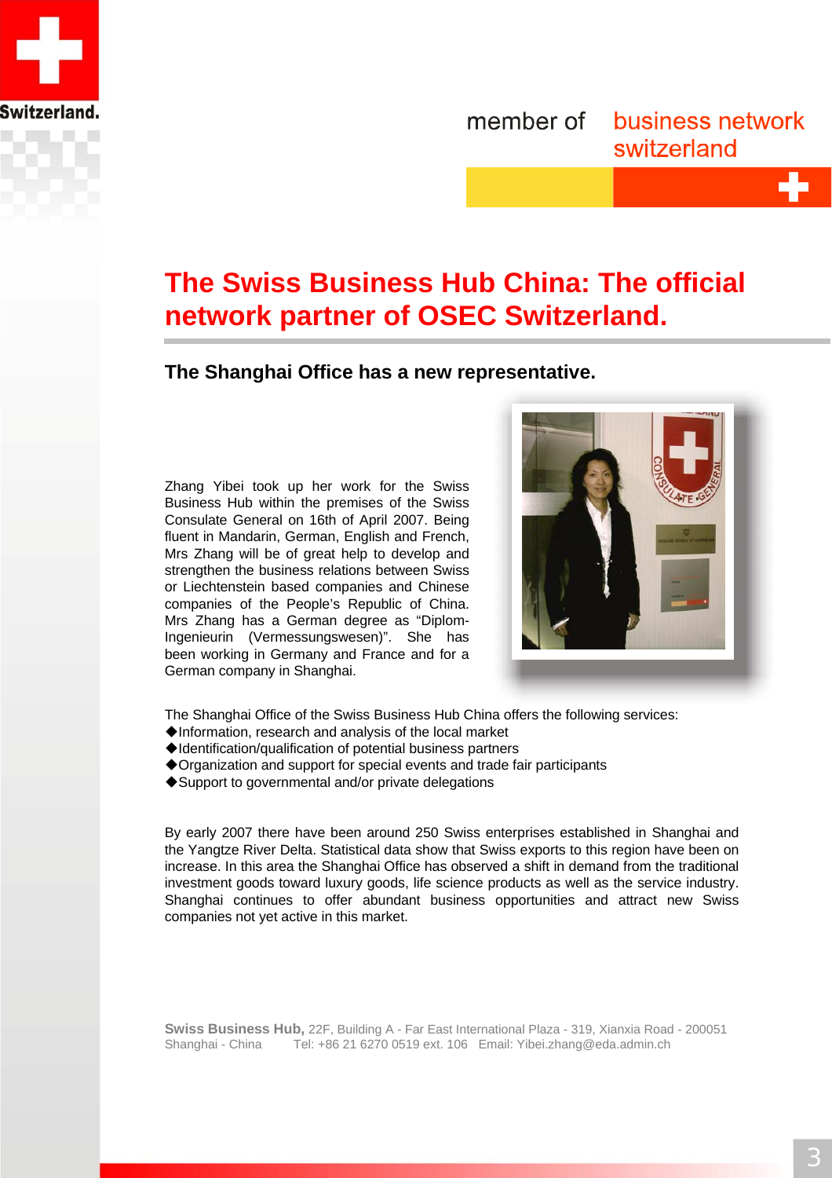member of business network switzerland

# The Swiss Business Hub China: The official network partner of OSEC Switzerland.

## The Shanghai Office has a new representative.

Zhang Yibei took up her work for the Swiss Business Hub within the premises of the Swiss Consulate General on 16th of April 2007. Being fluent in Mandarin, German, English and French, Mrs Zhang will be of great help to develop and strengthen the business relations between Swiss or Liechtenstein based companies and Chinese companies of the People's Republic of China. Mrs Zhang has a German degree as "Diplom-Ingenieurin (Vermessungswesen)". She has been working in Germany and France and for a German company in Shanghai.

The Shanghai Office of the Swiss Business Hub China offers the following services:

- ◆Information, research and analysis of the local market
- ◆Identification/qualification of potential business partners
- ◆Organization and support for special events and trade fair participants
- ◆Support to governmental and/or private delegations

By early 2007 there have been around 250 Swiss enterprises established in Shanghai and the Yangtze River Delta. Statistical data show that Swiss exports to this region have been on increase. In this area the Shanghai Office has observed a shift in demand from the traditional investment goods toward luxury goods, life science products as well as the service industry. Shanghai continues to offer abundant business opportunities and attract new Swiss companies not yet active in this market.

**Swiss Business Hub,** 22F, Building A - Far East International Plaza - 319, Xianxia Road - 200051 Shanghai - China Tel: +86 21 6270 0519 ext. 106 Email: Yibei.zhang@eda.admin.ch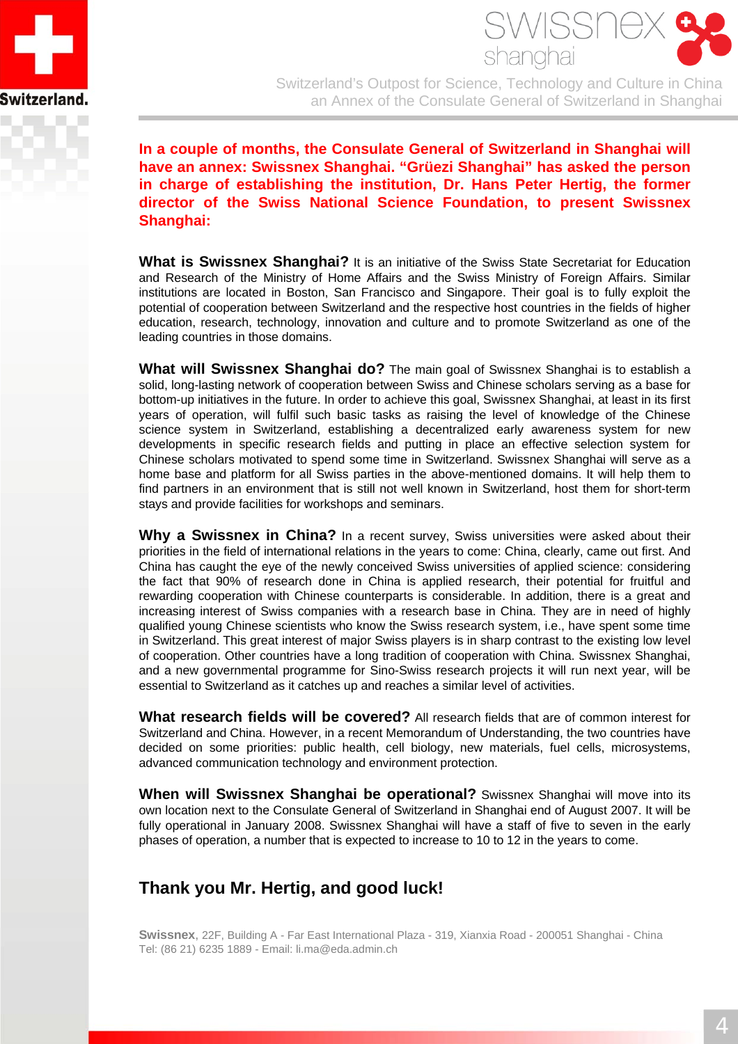**In a couple of months, the Consulate General of Switzerland in Shanghai will have an annex: Swissnex Shanghai. "Grüezi Shanghai" has asked the person in charge of establishing the institution, Dr. Hans Peter Hertig, the former director of the Swiss National Science Foundation, to present Swissnex Shanghai:**

**What is Swissnex Shanghai?** It is an initiative of the Swiss State Secretariat for Education and Research of the Ministry of Home Affairs and the Swiss Ministry of Foreign Affairs. Similar institutions are located in Boston, San Francisco and Singapore. Their goal is to fully exploit the potential of cooperation between Switzerland and the respective host countries in the fields of higher education, research, technology, innovation and culture and to promote Switzerland as one of the leading countries in those domains.

**What will Swissnex Shanghai do?** The main goal of Swissnex Shanghai is to establish a solid, long-lasting network of cooperation between Swiss and Chinese scholars serving as a base for bottom-up initiatives in the future. In order to achieve this goal, Swissnex Shanghai, at least in its first years of operation, will fulfil such basic tasks as raising the level of knowledge of the Chinese science system in Switzerland, establishing a decentralized early awareness system for new developments in specific research fields and putting in place an effective selection system for Chinese scholars motivated to spend some time in Switzerland. Swissnex Shanghai will serve as a home base and platform for all Swiss parties in the above-mentioned domains. It will help them to find partners in an environment that is still not well known in Switzerland, host them for short-term stays and provide facilities for workshops and seminars.

**Why a Swissnex in China?** In a recent survey, Swiss universities were asked about their priorities in the field of international relations in the years to come: China, clearly, came out first. And China has caught the eye of the newly conceived Swiss universities of applied science: considering the fact that 90% of research done in China is applied research, their potential for fruitful and rewarding cooperation with Chinese counterparts is considerable. In addition, there is a great and increasing interest of Swiss companies with a research base in China. They are in need of highly qualified young Chinese scientists who know the Swiss research system, i.e., have spent some time in Switzerland. This great interest of major Swiss players is in sharp contrast to the existing low level of cooperation. Other countries have a long tradition of cooperation with China. Swissnex Shanghai, and a new governmental programme for Sino-Swiss research projects it will run next year, will be essential to Switzerland as it catches up and reaches a similar level of activities.

**What research fields will be covered?** All research fields that are of common interest for Switzerland and China. However, in a recent Memorandum of Understanding, the two countries have decided on some priorities: public health, cell biology, new materials, fuel cells, microsystems, advanced communication technology and environment protection.

**When will Swissnex Shanghai be operational?** Swissnex Shanghai will move into its own location next to the Consulate General of Switzerland in Shanghai end of August 2007. It will be fully operational in January 2008. Swissnex Shanghai will have a staff of five to seven in the early phases of operation, a number that is expected to increase to 10 to 12 in the years to come.

## Thank you Mr. Hertig, and good luck!

**Swissnex**, 22F, Building A - Far East International Plaza - 319, Xianxia Road - 200051 Shanghai - China
Tel: (86 21) 6235 1889 - Email: li.ma@eda.admin.ch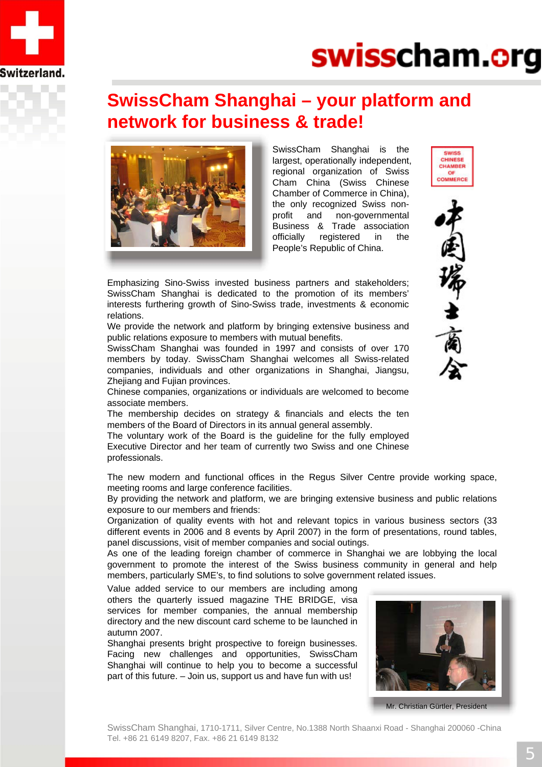# SwissCham Shanghai – your platform and network for business & trade!

SwissCham Shanghai is the largest, operationally independent, regional organization of Swiss Cham China (Swiss Chinese Chamber of Commerce in China), the only recognized Swiss non-profit and non-governmental Business & Trade association officially registered in the People's Republic of China.

Emphasizing Sino-Swiss invested business partners and stakeholders; SwissCham Shanghai is dedicated to the promotion of its members' interests furthering growth of Sino-Swiss trade, investments & economic relations.

We provide the network and platform by bringing extensive business and public relations exposure to members with mutual benefits.

SwissCham Shanghai was founded in 1997 and consists of over 170 members by today. SwissCham Shanghai welcomes all Swiss-related companies, individuals and other organizations in Shanghai, Jiangsu, Zhejiang and Fujian provinces.

Chinese companies, organizations or individuals are welcomed to become associate members.

The membership decides on strategy & financials and elects the ten members of the Board of Directors in its annual general assembly.

The voluntary work of the Board is the guideline for the fully employed Executive Director and her team of currently two Swiss and one Chinese professionals.

The new modern and functional offices in the Regus Silver Centre provide working space, meeting rooms and large conference facilities.

By providing the network and platform, we are bringing extensive business and public relations exposure to our members and friends:

Organization of quality events with hot and relevant topics in various business sectors (33 different events in 2006 and 8 events by April 2007) in the form of presentations, round tables, panel discussions, visit of member companies and social outings.

As one of the leading foreign chamber of commerce in Shanghai we are lobbying the local government to promote the interest of the Swiss business community in general and help members, particularly SME's, to find solutions to solve government related issues.

Value added service to our members are including among others the quarterly issued magazine THE BRIDGE, visa services for member companies, the annual membership directory and the new discount card scheme to be launched in autumn 2007.

Shanghai presents bright prospective to foreign businesses. Facing new challenges and opportunities, SwissCham Shanghai will continue to help you to become a successful part of this future. – Join us, support us and have fun with us!

Mr. Christian Gürtler, President

SwissCham Shanghai, 1710-1711, Silver Centre, No.1388 North Shaanxi Road - Shanghai 200060 -China
Tel. +86 21 6149 8207, Fax. +86 21 6149 8132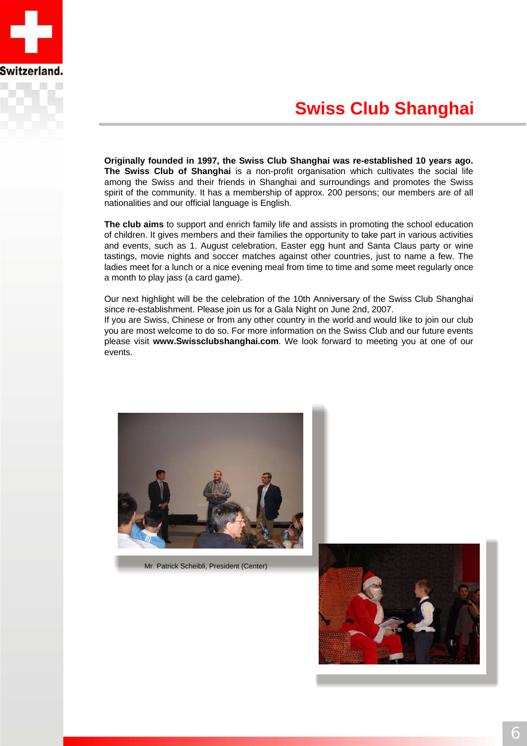# Swiss Club Shanghai

**Originally founded in 1997, the Swiss Club Shanghai was re-established 10 years ago. The Swiss Club of Shanghai** is a non-profit organisation which cultivates the social life among the Swiss and their friends in Shanghai and surroundings and promotes the Swiss spirit of the community. It has a membership of approx. 200 persons; our members are of all nationalities and our official language is English.

**The club aims** to support and enrich family life and assists in promoting the school education of children. It gives members and their families the opportunity to take part in various activities and events, such as 1. August celebration, Easter egg hunt and Santa Claus party or wine tastings, movie nights and soccer matches against other countries, just to name a few. The ladies meet for a lunch or a nice evening meal from time to time and some meet regularly once a month to play jass (a card game).

Our next highlight will be the celebration of the 10th Anniversary of the Swiss Club Shanghai since re-establishment. Please join us for a Gala Night on June 2nd, 2007.
If you are Swiss, Chinese or from any other country in the world and would like to join our club you are most welcome to do so. For more information on the Swiss Club and our future events please visit **www.Swissclubshanghai.com**. We look forward to meeting you at one of our events.

Mr. Patrick Scheibli, President (Center)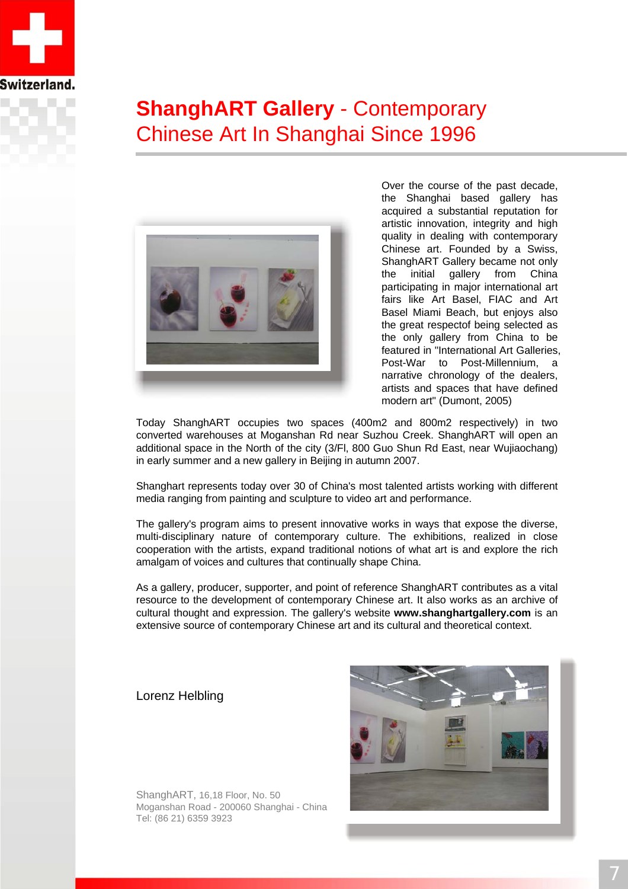# **ShanghART Gallery** - Contemporary Chinese Art In Shanghai Since 1996

Over the course of the past decade, the Shanghai based gallery has acquired a substantial reputation for artistic innovation, integrity and high quality in dealing with contemporary Chinese art. Founded by a Swiss, ShanghART Gallery became not only the initial gallery from China participating in major international art fairs like Art Basel, FIAC and Art Basel Miami Beach, but enjoys also the great respectof being selected as the only gallery from China to be featured in "International Art Galleries, Post-War to Post-Millennium, a narrative chronology of the dealers, artists and spaces that have defined modern art" (Dumont, 2005)

Today ShanghART occupies two spaces (400m2 and 800m2 respectively) in two converted warehouses at Moganshan Rd near Suzhou Creek. ShanghART will open an additional space in the North of the city (3/Fl, 800 Guo Shun Rd East, near Wujiaochang) in early summer and a new gallery in Beijing in autumn 2007.

Shanghart represents today over 30 of China's most talented artists working with different media ranging from painting and sculpture to video art and performance.

The gallery's program aims to present innovative works in ways that expose the diverse, multi-disciplinary nature of contemporary culture. The exhibitions, realized in close cooperation with the artists, expand traditional notions of what art is and explore the rich amalgam of voices and cultures that continually shape China.

As a gallery, producer, supporter, and point of reference ShanghART contributes as a vital resource to the development of contemporary Chinese art. It also works as an archive of cultural thought and expression. The gallery's website **www.shanghartgallery.com** is an extensive source of contemporary Chinese art and its cultural and theoretical context.

Lorenz Helbling

ShanghART, 16,18 Floor, No. 50
Moganshan Road - 200060 Shanghai - China
Tel: (86 21) 6359 3923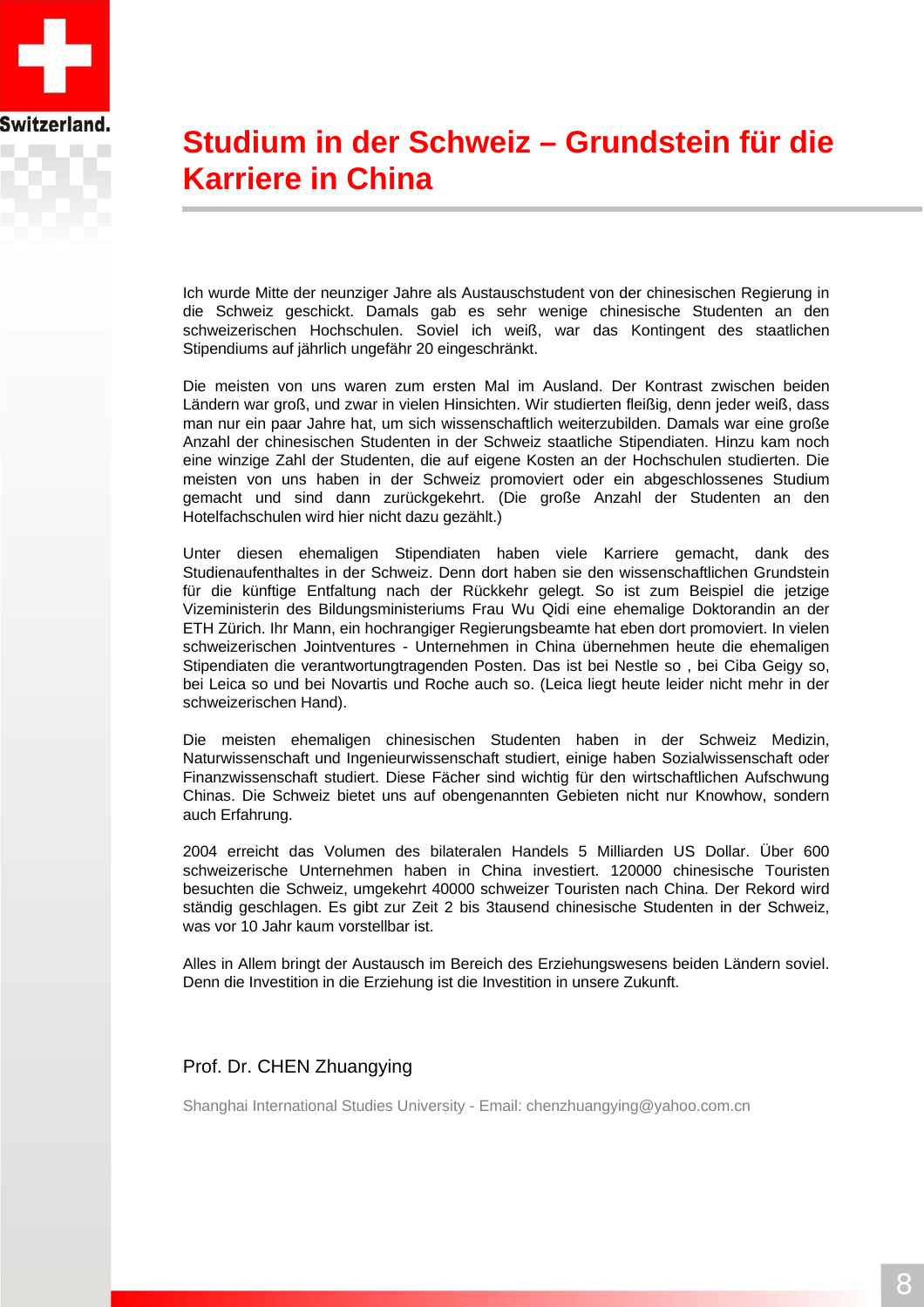# Studium in der Schweiz – Grundstein für die Karriere in China

Ich wurde Mitte der neunziger Jahre als Austauschstudent von der chinesischen Regierung in die Schweiz geschickt. Damals gab es sehr wenige chinesische Studenten an den schweizerischen Hochschulen. Soviel ich weiß, war das Kontingent des staatlichen Stipendiums auf jährlich ungefähr 20 eingeschränkt.

Die meisten von uns waren zum ersten Mal im Ausland. Der Kontrast zwischen beiden Ländern war groß, und zwar in vielen Hinsichten. Wir studierten fleißig, denn jeder weiß, dass man nur ein paar Jahre hat, um sich wissenschaftlich weiterzubilden. Damals war eine große Anzahl der chinesischen Studenten in der Schweiz staatliche Stipendiaten. Hinzu kam noch eine winzige Zahl der Studenten, die auf eigene Kosten an der Hochschulen studierten. Die meisten von uns haben in der Schweiz promoviert oder ein abgeschlossenes Studium gemacht und sind dann zurückgekehrt. (Die große Anzahl der Studenten an den Hotelfachschulen wird hier nicht dazu gezählt.)

Unter diesen ehemaligen Stipendiaten haben viele Karriere gemacht, dank des Studienaufenthaltes in der Schweiz. Denn dort haben sie den wissenschaftlichen Grundstein für die künftige Entfaltung nach der Rückkehr gelegt. So ist zum Beispiel die jetzige Vizeministerin des Bildungsministeriums Frau Wu Qidi eine ehemalige Doktorandin an der ETH Zürich. Ihr Mann, ein hochrangiger Regierungsbeamte hat eben dort promoviert. In vielen schweizerischen Jointventures - Unternehmen in China übernehmen heute die ehemaligen Stipendiaten die verantwortungtragenden Posten. Das ist bei Nestle so , bei Ciba Geigy so, bei Leica so und bei Novartis und Roche auch so. (Leica liegt heute leider nicht mehr in der schweizerischen Hand).

Die meisten ehemaligen chinesischen Studenten haben in der Schweiz Medizin, Naturwissenschaft und Ingenieurwissenschaft studiert, einige haben Sozialwissenschaft oder Finanzwissenschaft studiert. Diese Fächer sind wichtig für den wirtschaftlichen Aufschwung Chinas. Die Schweiz bietet uns auf obengenannten Gebieten nicht nur Knowhow, sondern auch Erfahrung.

2004 erreicht das Volumen des bilateralen Handels 5 Milliarden US Dollar. Über 600 schweizerische Unternehmen haben in China investiert. 120000 chinesische Touristen besuchten die Schweiz, umgekehrt 40000 schweizer Touristen nach China. Der Rekord wird ständig geschlagen. Es gibt zur Zeit 2 bis 3tausend chinesische Studenten in der Schweiz, was vor 10 Jahr kaum vorstellbar ist.

Alles in Allem bringt der Austausch im Bereich des Erziehungswesens beiden Ländern soviel. Denn die Investition in die Erziehung ist die Investition in unsere Zukunft.

Prof. Dr. CHEN Zhuangying

Shanghai International Studies University - Email: chenzhuangying@yahoo.com.cn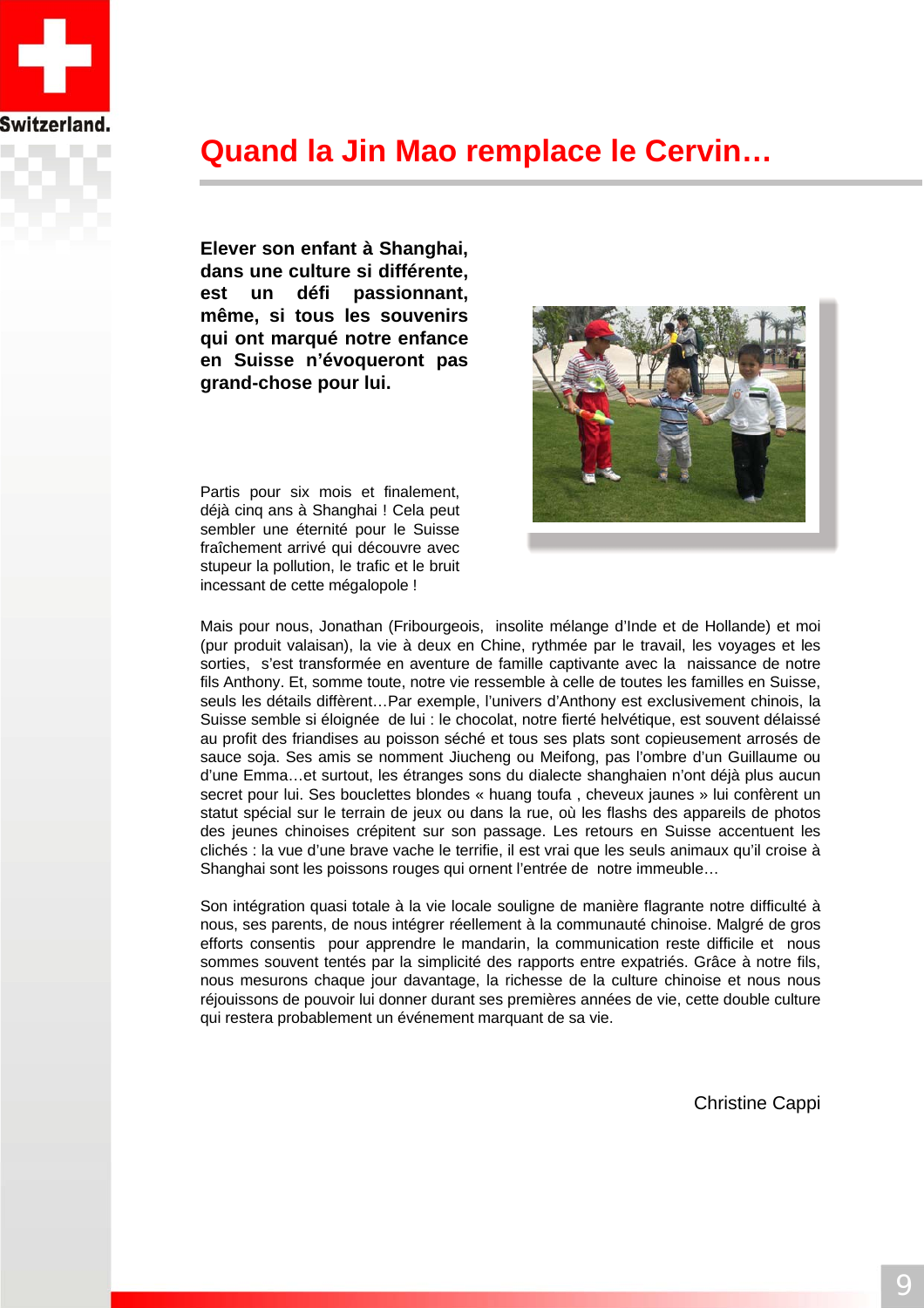# Quand la Jin Mao remplace le Cervin…

**Elever son enfant à Shanghai, dans une culture si différente, est un défi passionnant, même, si tous les souvenirs qui ont marqué notre enfance en Suisse n'évoqueront pas grand-chose pour lui.**

Partis pour six mois et finalement, déjà cinq ans à Shanghai ! Cela peut sembler une éternité pour le Suisse fraîchement arrivé qui découvre avec stupeur la pollution, le trafic et le bruit incessant de cette mégalopole !

Mais pour nous, Jonathan (Fribourgeois, insolite mélange d'Inde et de Hollande) et moi (pur produit valaisan), la vie à deux en Chine, rythmée par le travail, les voyages et les sorties, s'est transformée en aventure de famille captivante avec la naissance de notre fils Anthony. Et, somme toute, notre vie ressemble à celle de toutes les familles en Suisse, seuls les détails diffèrent…Par exemple, l'univers d'Anthony est exclusivement chinois, la Suisse semble si éloignée de lui : le chocolat, notre fierté helvétique, est souvent délaissé au profit des friandises au poisson séché et tous ses plats sont copieusement arrosés de sauce soja. Ses amis se nomment Jiucheng ou Meifong, pas l'ombre d'un Guillaume ou d'une Emma…et surtout, les étranges sons du dialecte shanghaien n'ont déjà plus aucun secret pour lui. Ses bouclettes blondes « huang toufa , cheveux jaunes » lui confèrent un statut spécial sur le terrain de jeux ou dans la rue, où les flashs des appareils de photos des jeunes chinoises crépitent sur son passage. Les retours en Suisse accentuent les clichés : la vue d'une brave vache le terrifie, il est vrai que les seuls animaux qu'il croise à Shanghai sont les poissons rouges qui ornent l'entrée de notre immeuble…

Son intégration quasi totale à la vie locale souligne de manière flagrante notre difficulté à nous, ses parents, de nous intégrer réellement à la communauté chinoise. Malgré de gros efforts consentis pour apprendre le mandarin, la communication reste difficile et nous sommes souvent tentés par la simplicité des rapports entre expatriés. Grâce à notre fils, nous mesurons chaque jour davantage, la richesse de la culture chinoise et nous nous réjouissons de pouvoir lui donner durant ses premières années de vie, cette double culture qui restera probablement un événement marquant de sa vie.

Christine Cappi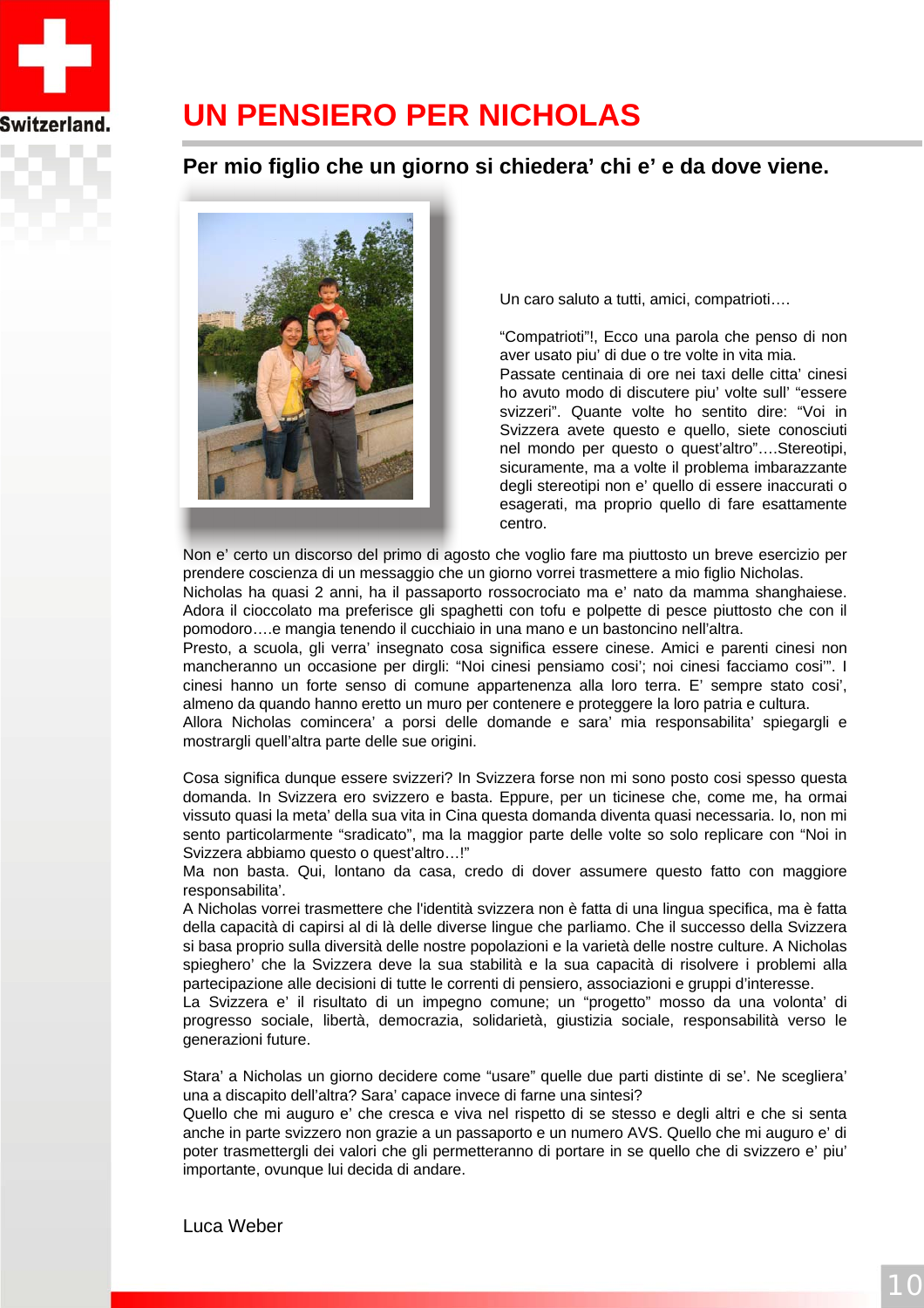# UN PENSIERO PER NICHOLAS

## Per mio figlio che un giorno si chiedera' chi e' e da dove viene.

Un caro saluto a tutti, amici, compatrioti….

"Compatrioti"!, Ecco una parola che penso di non aver usato piu' di due o tre volte in vita mia. Passate centinaia di ore nei taxi delle citta' cinesi ho avuto modo di discutere piu' volte sull' "essere svizzeri". Quante volte ho sentito dire: "Voi in Svizzera avete questo e quello, siete conosciuti nel mondo per questo o quest'altro"….Stereotipi, sicuramente, ma a volte il problema imbarazzante degli stereotipi non e' quello di essere inaccurati o esagerati, ma proprio quello di fare esattamente centro.

Non e' certo un discorso del primo di agosto che voglio fare ma piuttosto un breve esercizio per prendere coscienza di un messaggio che un giorno vorrei trasmettere a mio figlio Nicholas.
Nicholas ha quasi 2 anni, ha il passaporto rossocrociato ma e' nato da mamma shanghaiese. Adora il cioccolato ma preferisce gli spaghetti con tofu e polpette di pesce piuttosto che con il pomodoro….e mangia tenendo il cucchiaio in una mano e un bastoncino nell'altra.
Presto, a scuola, gli verra' insegnato cosa significa essere cinese. Amici e parenti cinesi non mancheranno un occasione per dirgli: "Noi cinesi pensiamo cosi'; noi cinesi facciamo cosi'". I cinesi hanno un forte senso di comune appartenenza alla loro terra. E' sempre stato cosi', almeno da quando hanno eretto un muro per contenere e proteggere la loro patria e cultura.
Allora Nicholas comincera' a porsi delle domande e sara' mia responsabilita' spiegargli e mostrargli quell'altra parte delle sue origini.

Cosa significa dunque essere svizzeri? In Svizzera forse non mi sono posto cosi spesso questa domanda. In Svizzera ero svizzero e basta. Eppure, per un ticinese che, come me, ha ormai vissuto quasi la meta' della sua vita in Cina questa domanda diventa quasi necessaria. Io, non mi sento particolarmente "sradicato", ma la maggior parte delle volte so solo replicare con "Noi in Svizzera abbiamo questo o quest'altro…!"
Ma non basta. Qui, lontano da casa, credo di dover assumere questo fatto con maggiore responsabilita'.
A Nicholas vorrei trasmettere che l'identità svizzera non è fatta di una lingua specifica, ma è fatta della capacità di capirsi al di là delle diverse lingue che parliamo. Che il successo della Svizzera si basa proprio sulla diversità delle nostre popolazioni e la varietà delle nostre culture. A Nicholas spieghero' che la Svizzera deve la sua stabilità e la sua capacità di risolvere i problemi alla partecipazione alle decisioni di tutte le correnti di pensiero, associazioni e gruppi d'interesse.
La Svizzera e' il risultato di un impegno comune; un "progetto" mosso da una volonta' di progresso sociale, libertà, democrazia, solidarietà, giustizia sociale, responsabilità verso le generazioni future.

Stara' a Nicholas un giorno decidere come "usare" quelle due parti distinte di se'. Ne scegliera' una a discapito dell'altra? Sara' capace invece di farne una sintesi?
Quello che mi auguro e' che cresca e viva nel rispetto di se stesso e degli altri e che si senta anche in parte svizzero non grazie a un passaporto e un numero AVS. Quello che mi auguro e' di poter trasmettergli dei valori che gli permetteranno di portare in se quello che di svizzero e' piu' importante, ovunque lui decida di andare.

Luca Weber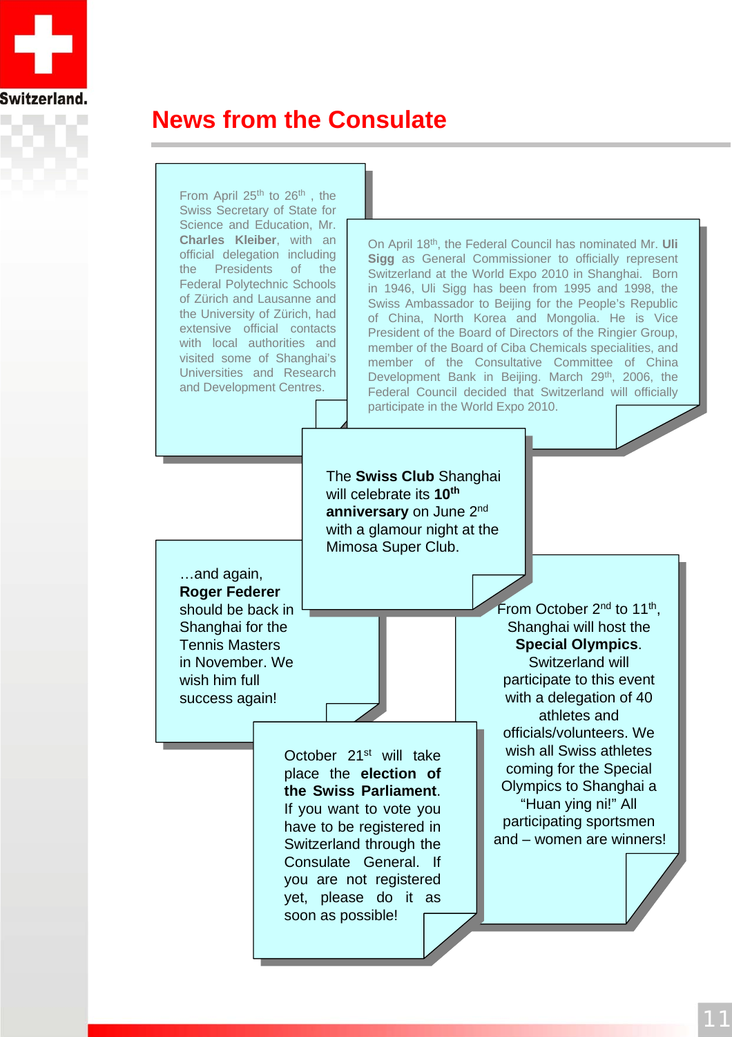# News from the Consulate

From April 25th to 26th , the Swiss Secretary of State for Science and Education, Mr. **Charles Kleiber**, with an official delegation including the Presidents of the Federal Polytechnic Schools of Zürich and Lausanne and the University of Zürich, had extensive official contacts with local authorities and visited some of Shanghai's Universities and Research and Development Centres.

On April 18th, the Federal Council has nominated Mr. **Uli Sigg** as General Commissioner to officially represent Switzerland at the World Expo 2010 in Shanghai. Born in 1946, Uli Sigg has been from 1995 and 1998, the Swiss Ambassador to Beijing for the People's Republic of China, North Korea and Mongolia. He is Vice President of the Board of Directors of the Ringier Group, member of the Board of Ciba Chemicals specialities, and member of the Consultative Committee of China Development Bank in Beijing. March 29th, 2006, the Federal Council decided that Switzerland will officially participate in the World Expo 2010.

The **Swiss Club** Shanghai will celebrate its **10th anniversary** on June 2nd with a glamour night at the Mimosa Super Club.

…and again, **Roger Federer** should be back in Shanghai for the Tennis Masters in November. We wish him full success again!

From October 2nd to 11th, Shanghai will host the **Special Olympics**. Switzerland will participate to this event with a delegation of 40 athletes and officials/volunteers. We wish all Swiss athletes coming for the Special Olympics to Shanghai a "Huan ying ni!" All participating sportsmen and – women are winners!

October 21st will take place the **election of the Swiss Parliament**. If you want to vote you have to be registered in Switzerland through the Consulate General. If you are not registered yet, please do it as soon as possible!